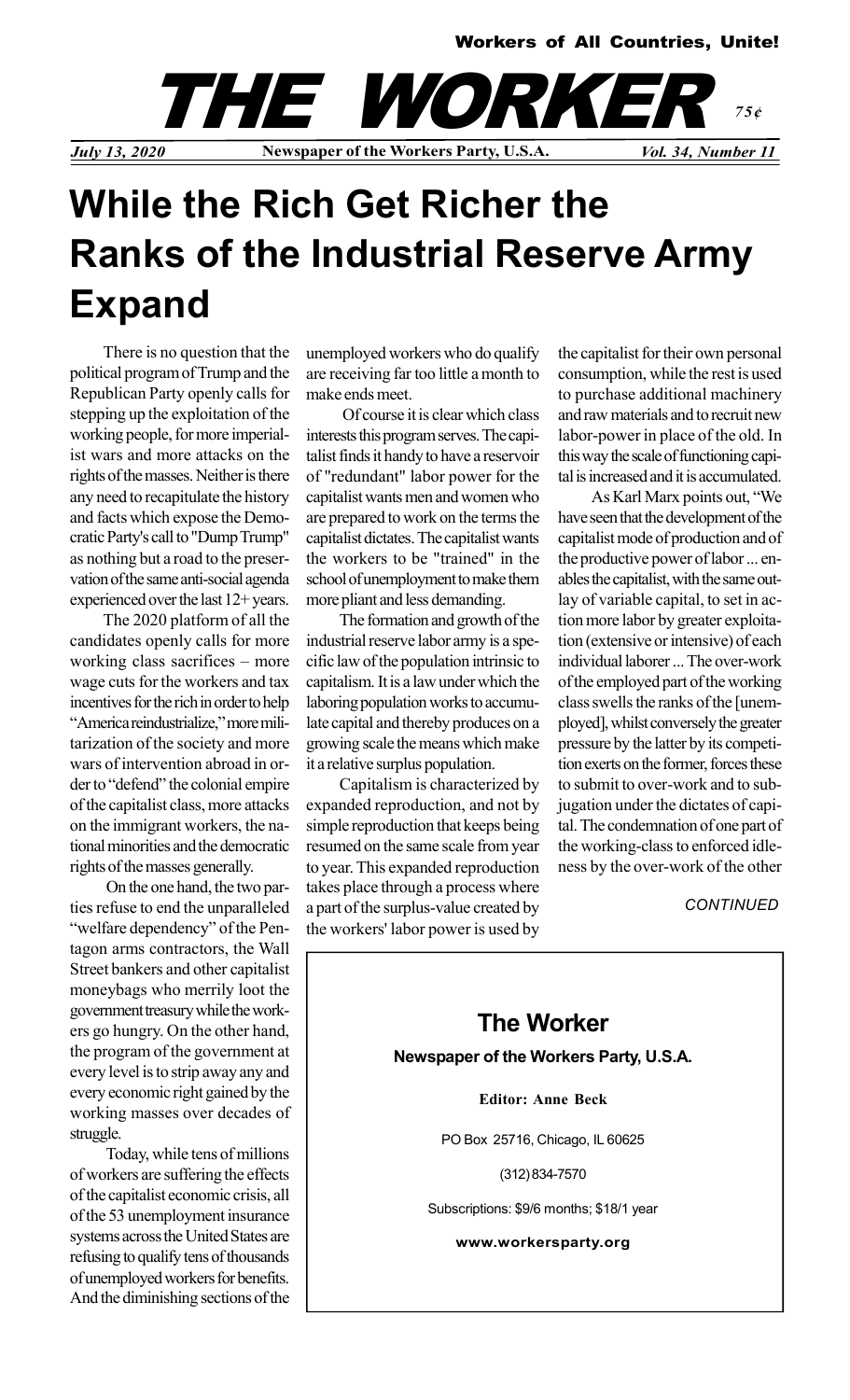Workers of All Countries, Unite!

# THE WORKER

75¢

*July 13, 2020* **Newspaper of the Workers Party, U.S.A.** *Vol. 34, Number 11*

# While the Rich Get Richer the Ranks of the Industrial Reserve Army Expand

There is no question that the political program of Trump and the Republican Party openly calls for stepping up the exploitation of the working people, for more imperialist wars and more attacks on the rights of the masses. Neither is there any need to recapitulate the history and facts which expose the Democratic Party's call to "Dump Trump" as nothing but a road to the preservation of the same anti-social agenda experienced over the last 12+ years.

The 2020 platform of all the candidates openly calls for more working class sacrifices – more wage cuts for the workers and tax incentives for the rich in order to help "America reindustrialize," more militarization of the society and more wars of intervention abroad in order to "defend" the colonial empire of the capitalist class, more attacks on the immigrant workers, the national minorities and the democratic rights of the masses generally.

On the one hand, the two parties refuse to end the unparalleled "welfare dependency" of the Pentagon arms contractors, the Wall Street bankers and other capitalist moneybags who merrily loot the government treasury while the workers go hungry. On the other hand, the program of the government at every level is to strip away any and every economic right gained by the working masses over decades of struggle.

Today, while tens of millions of workers are suffering the effects of the capitalist economic crisis, all of the 53 unemployment insurance systems across the United States are refusing to qualify tens of thousands of unemployed workers for benefits. And the diminishing sections of the unemployed workers who do qualify are receiving far too little a month to make ends meet.

Of course it is clear which class interests this program serves. The capitalist finds it handy to have a reservoir of "redundant" labor power for the capitalist wants men and women who are prepared to work on the terms the capitalist dictates. The capitalist wants the workers to be "trained" in the school of unemployment to make them more pliant and less demanding.

The formation and growth of the industrial reserve labor army is a specific law of the population intrinsic to capitalism. It is a law under which the laboring population works to accumulate capital and thereby produces on a growing scale the means which make it a relative surplus population.

Capitalism is characterized by expanded reproduction, and not by simple reproduction that keeps being resumed on the same scale from year to year. This expanded reproduction takes place through a process where a part of the surplus-value created by the workers' labor power is used by the capitalist for their own personal consumption, while the rest is used to purchase additional machinery and raw materials and to recruit new labor-power in place of the old. In this way the scale of functioning capital is increased and it is accumulated.

As Karl Marx points out, "We have seen that the development of the capitalist mode of production and of the productive power of labor ... enables the capitalist, with the same outlay of variable capital, to set in action more labor by greater exploitation (extensive or intensive) of each individual laborer ... The over-work of the employed part of the working class swells the ranks of the [unemployed], whilst conversely the greater pressure by the latter by its competition exerts on the former, forces these to submit to over-work and to subjugation under the dictates of capital. The condemnation of one part of the working-class to enforced idleness by the over-work of the other

*CONTINUED*

---

**The Worker**

**Newspaper of the Workers Party, U.S.A.**

**Editor: Anne Beck**

PO Box 25716, Chicago, IL 60625

(312) 834-7570

Subscriptions: $9/6 months; $18/1 year

**www.workersparty.org**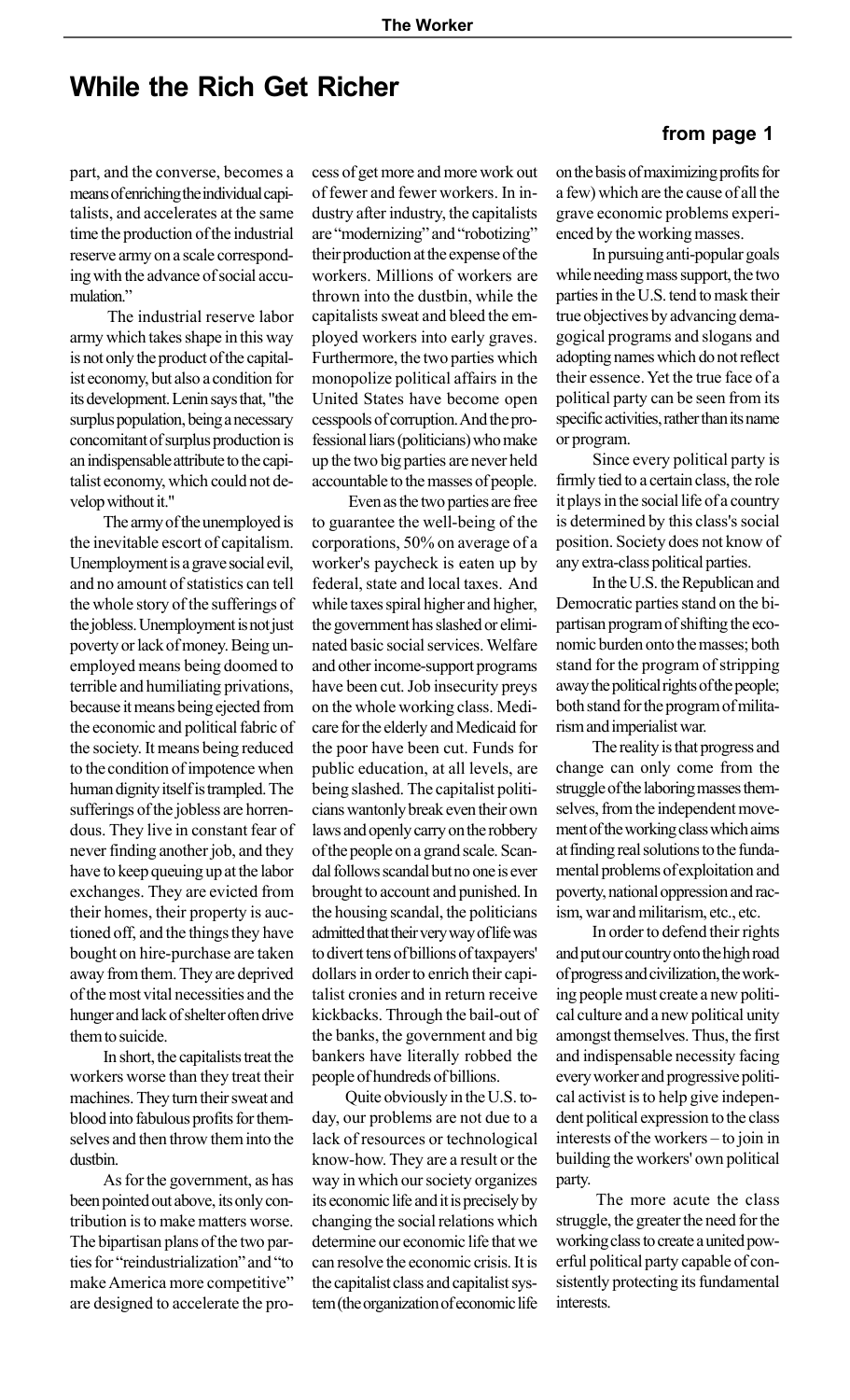# While the Rich Get Richer

**from page 1**

part, and the converse, becomes a means of enriching the individual capitalists, and accelerates at the same time the production of the industrial reserve army on a scale corresponding with the advance of social accumulation."

The industrial reserve labor army which takes shape in this way is not only the product of the capitalist economy, but also a condition for its development. Lenin says that, "the surplus population, being a necessary concomitant of surplus production is an indispensable attribute to the capitalist economy, which could not develop without it."

The army of the unemployed is the inevitable escort of capitalism. Unemployment is a grave social evil, and no amount of statistics can tell the whole story of the sufferings of the jobless. Unemployment is not just poverty or lack of money. Being unemployed means being doomed to terrible and humiliating privations, because it means being ejected from the economic and political fabric of the society. It means being reduced to the condition of impotence when human dignity itself is trampled. The sufferings of the jobless are horrendous. They live in constant fear of never finding another job, and they have to keep queuing up at the labor exchanges. They are evicted from their homes, their property is auctioned off, and the things they have bought on hire-purchase are taken away from them. They are deprived of the most vital necessities and the hunger and lack of shelter often drive them to suicide.

In short, the capitalists treat the workers worse than they treat their machines. They turn their sweat and blood into fabulous profits for themselves and then throw them into the dustbin.

As for the government, as has been pointed out above, its only contribution is to make matters worse. The bipartisan plans of the two parties for "reindustrialization" and "to make America more competitive" are designed to accelerate the process of get more and more work out of fewer and fewer workers. In industry after industry, the capitalists are "modernizing" and "robotizing" their production at the expense of the workers. Millions of workers are thrown into the dustbin, while the capitalists sweat and bleed the employed workers into early graves. Furthermore, the two parties which monopolize political affairs in the United States have become open cesspools of corruption. And the professional liars (politicians) who make up the two big parties are never held accountable to the masses of people.

Even as the two parties are free to guarantee the well-being of the corporations, 50% on average of a worker's paycheck is eaten up by federal, state and local taxes. And while taxes spiral higher and higher, the government has slashed or eliminated basic social services. Welfare and other income-support programs have been cut. Job insecurity preys on the whole working class. Medicare for the elderly and Medicaid for the poor have been cut. Funds for public education, at all levels, are being slashed. The capitalist politicians wantonly break even their own laws and openly carry on the robbery of the people on a grand scale. Scandal follows scandal but no one is ever brought to account and punished. In the housing scandal, the politicians admitted that their very way of life was to divert tens of billions of taxpayers' dollars in order to enrich their capitalist cronies and in return receive kickbacks. Through the bail-out of the banks, the government and big bankers have literally robbed the people of hundreds of billions.

Quite obviously in the U.S. today, our problems are not due to a lack of resources or technological know-how. They are a result or the way in which our society organizes its economic life and it is precisely by changing the social relations which determine our economic life that we can resolve the economic crisis. It is the capitalist class and capitalist system (the organization of economic life on the basis of maximizing profits for a few) which are the cause of all the grave economic problems experienced by the working masses.

In pursuing anti-popular goals while needing mass support, the two parties in the U.S. tend to mask their true objectives by advancing demagogical programs and slogans and adopting names which do not reflect their essence. Yet the true face of a political party can be seen from its specific activities, rather than its name or program.

Since every political party is firmly tied to a certain class, the role it plays in the social life of a country is determined by this class's social position. Society does not know of any extra-class political parties.

In the U.S. the Republican and Democratic parties stand on the bipartisan program of shifting the economic burden onto the masses; both stand for the program of stripping away the political rights of the people; both stand for the program of militarism and imperialist war.

The reality is that progress and change can only come from the struggle of the laboring masses themselves, from the independent movement of the working class which aims at finding real solutions to the fundamental problems of exploitation and poverty, national oppression and racism, war and militarism, etc., etc.

In order to defend their rights and put our country onto the high road of progress and civilization, the working people must create a new political culture and a new political unity amongst themselves. Thus, the first and indispensable necessity facing every worker and progressive political activist is to help give independent political expression to the class interests of the workers – to join in building the workers' own political party.

The more acute the class struggle, the greater the need for the working class to create a united powerful political party capable of consistently protecting its fundamental interests.